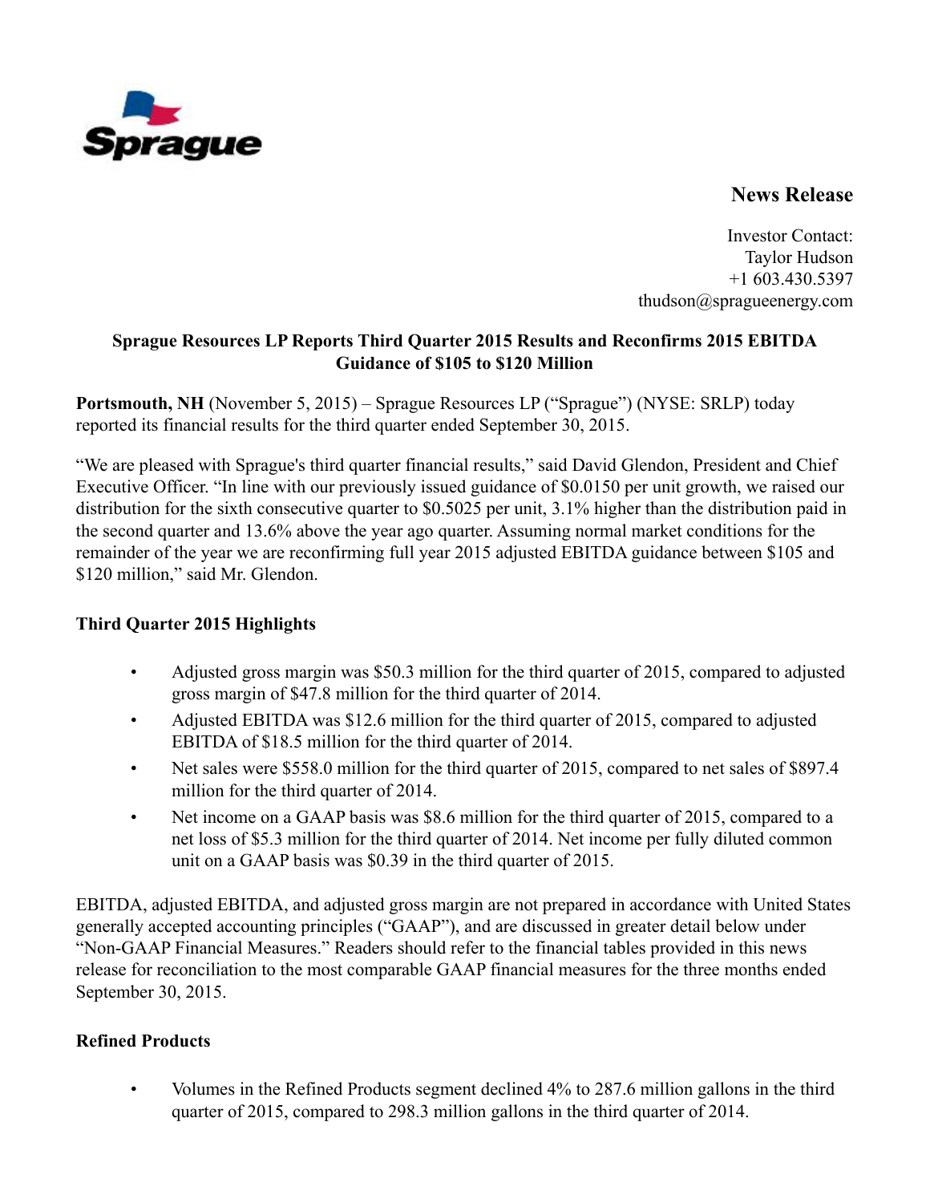**News Release**

Investor Contact:
Taylor Hudson
+1 603.430.5397
thudson@spragueenergy.com

**Sprague Resources LP Reports Third Quarter 2015 Results and Reconfirms 2015 EBITDA Guidance of $105 to $120 Million**

**Portsmouth, NH** (November 5, 2015) – Sprague Resources LP ("Sprague") (NYSE: SRLP) today reported its financial results for the third quarter ended September 30, 2015.

"We are pleased with Sprague's third quarter financial results," said David Glendon, President and Chief Executive Officer. "In line with our previously issued guidance of $0.0150 per unit growth, we raised our distribution for the sixth consecutive quarter to $0.5025 per unit, 3.1% higher than the distribution paid in the second quarter and 13.6% above the year ago quarter. Assuming normal market conditions for the remainder of the year we are reconfirming full year 2015 adjusted EBITDA guidance between $105 and $120 million," said Mr. Glendon.

**Third Quarter 2015 Highlights**

- Adjusted gross margin was $50.3 million for the third quarter of 2015, compared to adjusted gross margin of $47.8 million for the third quarter of 2014.
- Adjusted EBITDA was $12.6 million for the third quarter of 2015, compared to adjusted EBITDA of $18.5 million for the third quarter of 2014.
- Net sales were $558.0 million for the third quarter of 2015, compared to net sales of $897.4 million for the third quarter of 2014.
- Net income on a GAAP basis was $8.6 million for the third quarter of 2015, compared to a net loss of $5.3 million for the third quarter of 2014. Net income per fully diluted common unit on a GAAP basis was $0.39 in the third quarter of 2015.

EBITDA, adjusted EBITDA, and adjusted gross margin are not prepared in accordance with United States generally accepted accounting principles ("GAAP"), and are discussed in greater detail below under "Non-GAAP Financial Measures." Readers should refer to the financial tables provided in this news release for reconciliation to the most comparable GAAP financial measures for the three months ended September 30, 2015.

**Refined Products**

- Volumes in the Refined Products segment declined 4% to 287.6 million gallons in the third quarter of 2015, compared to 298.3 million gallons in the third quarter of 2014.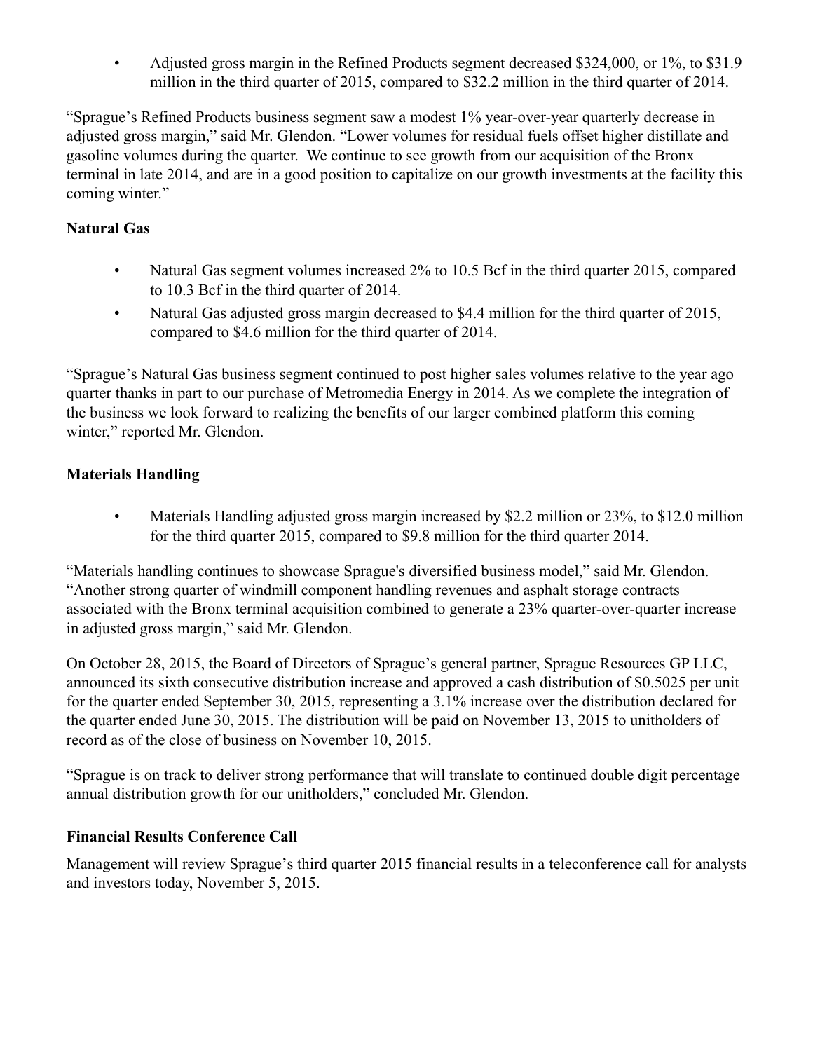- Adjusted gross margin in the Refined Products segment decreased $324,000, or 1%, to $31.9 million in the third quarter of 2015, compared to $32.2 million in the third quarter of 2014.

"Sprague's Refined Products business segment saw a modest 1% year-over-year quarterly decrease in adjusted gross margin," said Mr. Glendon. "Lower volumes for residual fuels offset higher distillate and gasoline volumes during the quarter. We continue to see growth from our acquisition of the Bronx terminal in late 2014, and are in a good position to capitalize on our growth investments at the facility this coming winter."

**Natural Gas**

- Natural Gas segment volumes increased 2% to 10.5 Bcf in the third quarter 2015, compared to 10.3 Bcf in the third quarter of 2014.
- Natural Gas adjusted gross margin decreased to $4.4 million for the third quarter of 2015, compared to $4.6 million for the third quarter of 2014.

"Sprague's Natural Gas business segment continued to post higher sales volumes relative to the year ago quarter thanks in part to our purchase of Metromedia Energy in 2014. As we complete the integration of the business we look forward to realizing the benefits of our larger combined platform this coming winter," reported Mr. Glendon.

**Materials Handling**

- Materials Handling adjusted gross margin increased by $2.2 million or 23%, to $12.0 million for the third quarter 2015, compared to $9.8 million for the third quarter 2014.

"Materials handling continues to showcase Sprague's diversified business model," said Mr. Glendon. "Another strong quarter of windmill component handling revenues and asphalt storage contracts associated with the Bronx terminal acquisition combined to generate a 23% quarter-over-quarter increase in adjusted gross margin," said Mr. Glendon.

On October 28, 2015, the Board of Directors of Sprague's general partner, Sprague Resources GP LLC, announced its sixth consecutive distribution increase and approved a cash distribution of $0.5025 per unit for the quarter ended September 30, 2015, representing a 3.1% increase over the distribution declared for the quarter ended June 30, 2015. The distribution will be paid on November 13, 2015 to unitholders of record as of the close of business on November 10, 2015.

"Sprague is on track to deliver strong performance that will translate to continued double digit percentage annual distribution growth for our unitholders," concluded Mr. Glendon.

**Financial Results Conference Call**

Management will review Sprague's third quarter 2015 financial results in a teleconference call for analysts and investors today, November 5, 2015.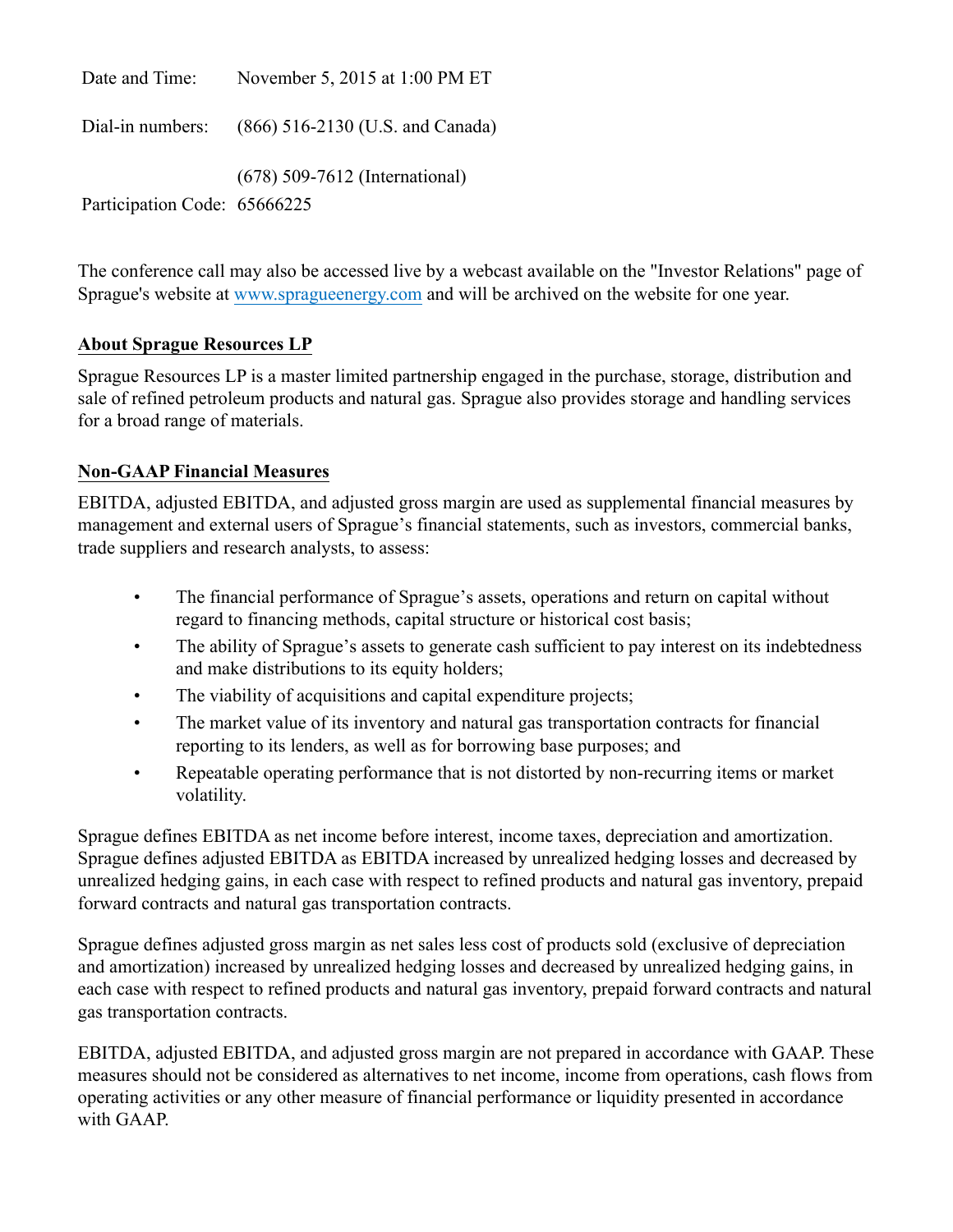| | |
|---|---|
| Date and Time: | November 5, 2015 at 1:00 PM ET |
| Dial-in numbers: | (866) 516-2130 (U.S. and Canada) |
| | (678) 509-7612 (International) |
| Participation Code: | 65666225 |

The conference call may also be accessed live by a webcast available on the "Investor Relations" page of Sprague's website at www.spragueenergy.com and will be archived on the website for one year.

**About Sprague Resources LP**

Sprague Resources LP is a master limited partnership engaged in the purchase, storage, distribution and sale of refined petroleum products and natural gas. Sprague also provides storage and handling services for a broad range of materials.

**Non-GAAP Financial Measures**

EBITDA, adjusted EBITDA, and adjusted gross margin are used as supplemental financial measures by management and external users of Sprague's financial statements, such as investors, commercial banks, trade suppliers and research analysts, to assess:

- The financial performance of Sprague's assets, operations and return on capital without regard to financing methods, capital structure or historical cost basis;
- The ability of Sprague's assets to generate cash sufficient to pay interest on its indebtedness and make distributions to its equity holders;
- The viability of acquisitions and capital expenditure projects;
- The market value of its inventory and natural gas transportation contracts for financial reporting to its lenders, as well as for borrowing base purposes; and
- Repeatable operating performance that is not distorted by non-recurring items or market volatility.

Sprague defines EBITDA as net income before interest, income taxes, depreciation and amortization. Sprague defines adjusted EBITDA as EBITDA increased by unrealized hedging losses and decreased by unrealized hedging gains, in each case with respect to refined products and natural gas inventory, prepaid forward contracts and natural gas transportation contracts.

Sprague defines adjusted gross margin as net sales less cost of products sold (exclusive of depreciation and amortization) increased by unrealized hedging losses and decreased by unrealized hedging gains, in each case with respect to refined products and natural gas inventory, prepaid forward contracts and natural gas transportation contracts.

EBITDA, adjusted EBITDA, and adjusted gross margin are not prepared in accordance with GAAP. These measures should not be considered as alternatives to net income, income from operations, cash flows from operating activities or any other measure of financial performance or liquidity presented in accordance with GAAP.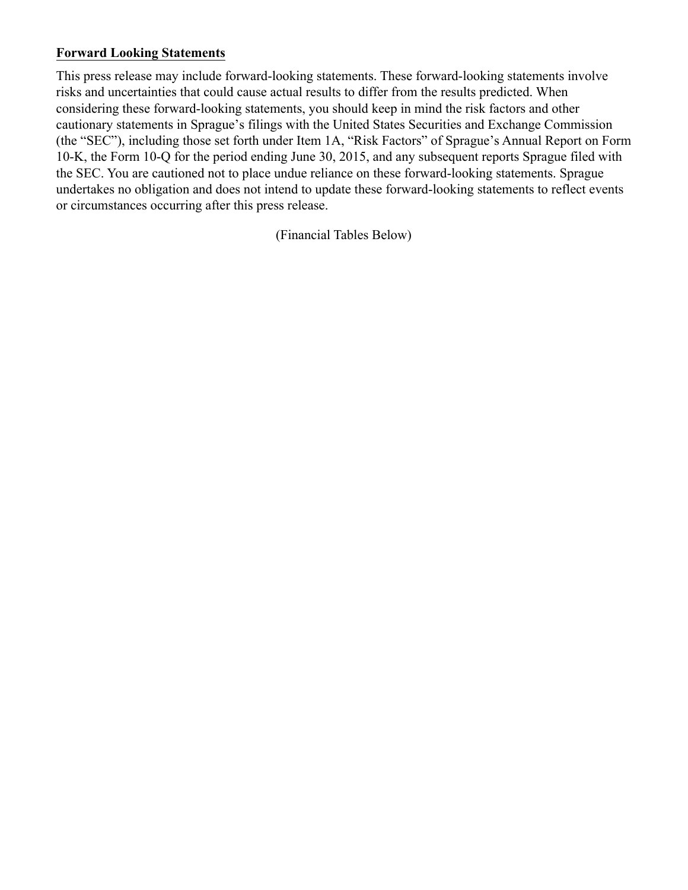**Forward Looking Statements**

This press release may include forward-looking statements. These forward-looking statements involve risks and uncertainties that could cause actual results to differ from the results predicted. When considering these forward-looking statements, you should keep in mind the risk factors and other cautionary statements in Sprague's filings with the United States Securities and Exchange Commission (the "SEC"), including those set forth under Item 1A, "Risk Factors" of Sprague's Annual Report on Form 10-K, the Form 10-Q for the period ending June 30, 2015, and any subsequent reports Sprague filed with the SEC. You are cautioned not to place undue reliance on these forward-looking statements. Sprague undertakes no obligation and does not intend to update these forward-looking statements to reflect events or circumstances occurring after this press release.

(Financial Tables Below)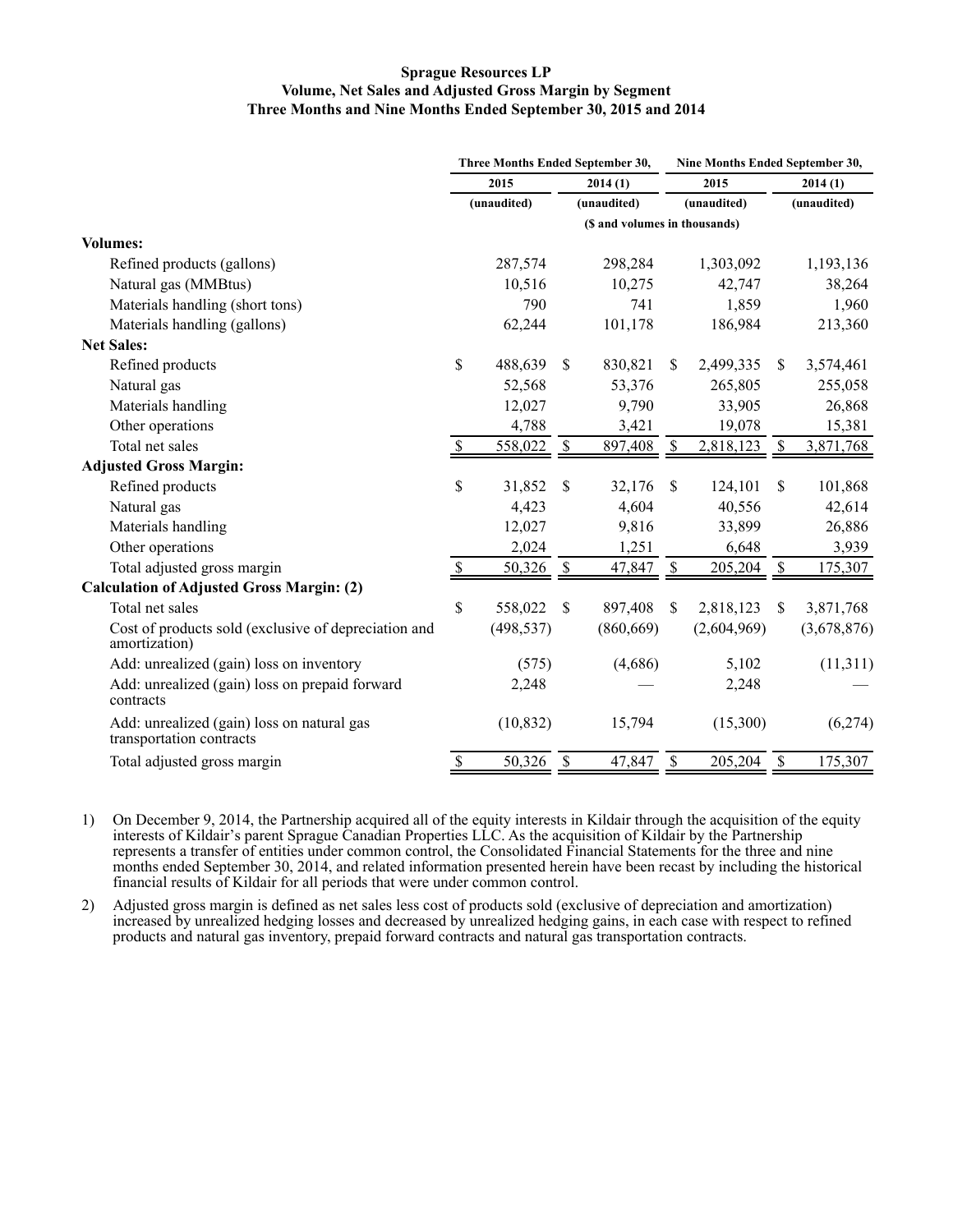**Sprague Resources LP**
**Volume, Net Sales and Adjusted Gross Margin by Segment**
**Three Months and Nine Months Ended September 30, 2015 and 2014**

| | Three Months Ended September 30, | | Nine Months Ended September 30, | |
|---|---|---|---|---|
| | 2015 | 2014 (1) | 2015 | 2014 (1) |
| | (unaudited) | (unaudited) | (unaudited) | (unaudited) |
| | ($ and volumes in thousands) | | | |
| **Volumes:** | | | | |
| Refined products (gallons) | 287,574 | 298,284 | 1,303,092 | 1,193,136 |
| Natural gas (MMBtus) | 10,516 | 10,275 | 42,747 | 38,264 |
| Materials handling (short tons) | 790 | 741 | 1,859 | 1,960 |
| Materials handling (gallons) | 62,244 | 101,178 | 186,984 | 213,360 |
| **Net Sales:** | | | | |
| Refined products | $ 488,639 | $ 830,821 | $ 2,499,335 | $ 3,574,461 |
| Natural gas | 52,568 | 53,376 | 265,805 | 255,058 |
| Materials handling | 12,027 | 9,790 | 33,905 | 26,868 |
| Other operations | 4,788 | 3,421 | 19,078 | 15,381 |
| Total net sales | $ 558,022 | $ 897,408 | $ 2,818,123 | $ 3,871,768 |
| **Adjusted Gross Margin:** | | | | |
| Refined products | $ 31,852 | $ 32,176 | $ 124,101 | $ 101,868 |
| Natural gas | 4,423 | 4,604 | 40,556 | 42,614 |
| Materials handling | 12,027 | 9,816 | 33,899 | 26,886 |
| Other operations | 2,024 | 1,251 | 6,648 | 3,939 |
| Total adjusted gross margin | $ 50,326 | $ 47,847 | $ 205,204 | $ 175,307 |
| **Calculation of Adjusted Gross Margin: (2)** | | | | |
| Total net sales | $ 558,022 | $ 897,408 | $ 2,818,123 | $ 3,871,768 |
| Cost of products sold (exclusive of depreciation and amortization) | (498,537) | (860,669) | (2,604,969) | (3,678,876) |
| Add: unrealized (gain) loss on inventory | (575) | (4,686) | 5,102 | (11,311) |
| Add: unrealized (gain) loss on prepaid forward contracts | 2,248 | — | 2,248 | — |
| Add: unrealized (gain) loss on natural gas transportation contracts | (10,832) | 15,794 | (15,300) | (6,274) |
| Total adjusted gross margin | $ 50,326 | $ 47,847 | $ 205,204 | $ 175,307 |

1) On December 9, 2014, the Partnership acquired all of the equity interests in Kildair through the acquisition of the equity interests of Kildair's parent Sprague Canadian Properties LLC. As the acquisition of Kildair by the Partnership represents a transfer of entities under common control, the Consolidated Financial Statements for the three and nine months ended September 30, 2014, and related information presented herein have been recast by including the historical financial results of Kildair for all periods that were under common control.

2) Adjusted gross margin is defined as net sales less cost of products sold (exclusive of depreciation and amortization) increased by unrealized hedging losses and decreased by unrealized hedging gains, in each case with respect to refined products and natural gas inventory, prepaid forward contracts and natural gas transportation contracts.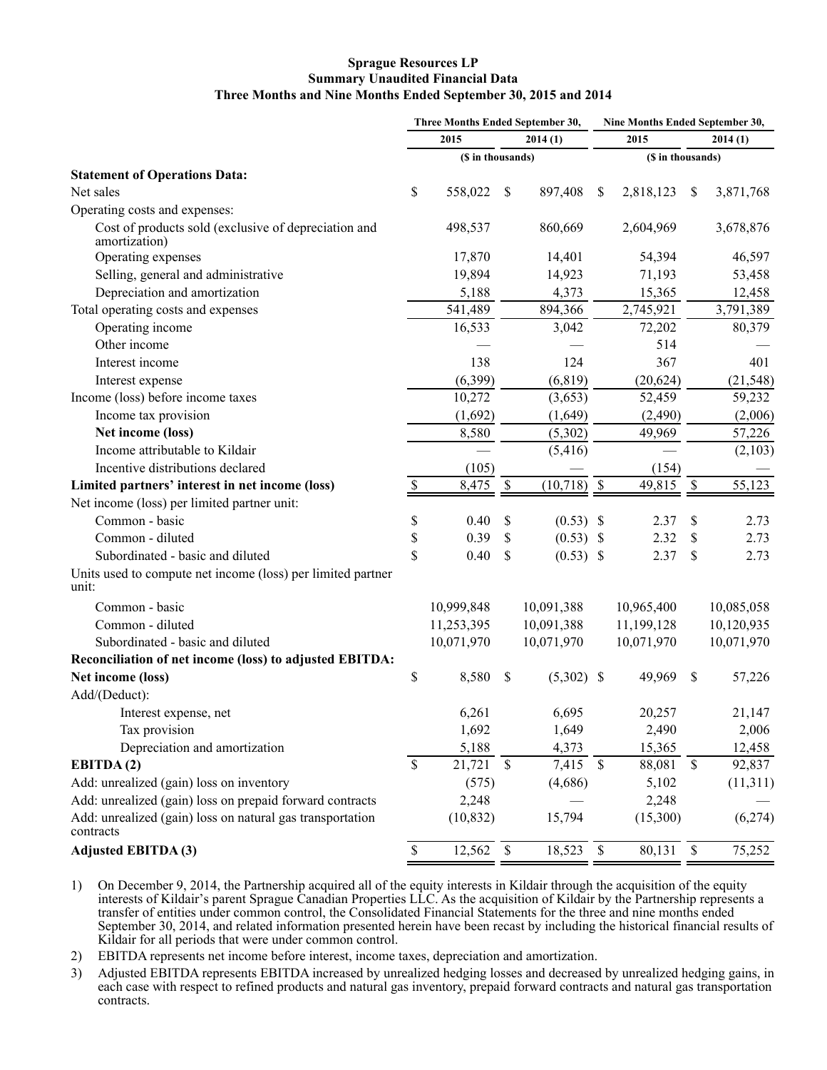**Sprague Resources LP**
**Summary Unaudited Financial Data**
**Three Months and Nine Months Ended September 30, 2015 and 2014**

| | Three Months Ended September 30, | | Nine Months Ended September 30, | |
|---|---|---|---|---|
| | 2015 | 2014 (1) | 2015 | 2014 (1) |
| | ($ in thousands) | | ($ in thousands) | |
| **Statement of Operations Data:** | | | | |
| Net sales | $ 558,022 | $ 897,408 | $ 2,818,123 | $ 3,871,768 |
| Operating costs and expenses: | | | | |
| Cost of products sold (exclusive of depreciation and amortization) | 498,537 | 860,669 | 2,604,969 | 3,678,876 |
| Operating expenses | 17,870 | 14,401 | 54,394 | 46,597 |
| Selling, general and administrative | 19,894 | 14,923 | 71,193 | 53,458 |
| Depreciation and amortization | 5,188 | 4,373 | 15,365 | 12,458 |
| Total operating costs and expenses | 541,489 | 894,366 | 2,745,921 | 3,791,389 |
| Operating income | 16,533 | 3,042 | 72,202 | 80,379 |
| Other income | — | — | 514 | — |
| Interest income | 138 | 124 | 367 | 401 |
| Interest expense | (6,399) | (6,819) | (20,624) | (21,548) |
| Income (loss) before income taxes | 10,272 | (3,653) | 52,459 | 59,232 |
| Income tax provision | (1,692) | (1,649) | (2,490) | (2,006) |
| **Net income (loss)** | 8,580 | (5,302) | 49,969 | 57,226 |
| Income attributable to Kildair | — | (5,416) | — | (2,103) |
| Incentive distributions declared | (105) | — | (154) | — |
| **Limited partners' interest in net income (loss)** | $ 8,475 | $ (10,718) | $ 49,815 | $ 55,123 |
| Net income (loss) per limited partner unit: | | | | |
| Common - basic | $ 0.40 | $ (0.53) | $ 2.37 | $ 2.73 |
| Common - diluted | $ 0.39 | $ (0.53) | $ 2.32 | $ 2.73 |
| Subordinated - basic and diluted | $ 0.40 | $ (0.53) | $ 2.37 | $ 2.73 |
| Units used to compute net income (loss) per limited partner unit: | | | | |
| Common - basic | 10,999,848 | 10,091,388 | 10,965,400 | 10,085,058 |
| Common - diluted | 11,253,395 | 10,091,388 | 11,199,128 | 10,120,935 |
| Subordinated - basic and diluted | 10,071,970 | 10,071,970 | 10,071,970 | 10,071,970 |
| **Reconciliation of net income (loss) to adjusted EBITDA:** | | | | |
| **Net income (loss)** | $ 8,580 | $ (5,302) | $ 49,969 | $ 57,226 |
| Add/(Deduct): | | | | |
| Interest expense, net | 6,261 | 6,695 | 20,257 | 21,147 |
| Tax provision | 1,692 | 1,649 | 2,490 | 2,006 |
| Depreciation and amortization | 5,188 | 4,373 | 15,365 | 12,458 |
| **EBITDA (2)** | $ 21,721 | $ 7,415 | $ 88,081 | $ 92,837 |
| Add: unrealized (gain) loss on inventory | (575) | (4,686) | 5,102 | (11,311) |
| Add: unrealized (gain) loss on prepaid forward contracts | 2,248 | — | 2,248 | — |
| Add: unrealized (gain) loss on natural gas transportation contracts | (10,832) | 15,794 | (15,300) | (6,274) |
| **Adjusted EBITDA (3)** | $ 12,562 | $ 18,523 | $ 80,131 | $ 75,252 |

1) On December 9, 2014, the Partnership acquired all of the equity interests in Kildair through the acquisition of the equity interests of Kildair's parent Sprague Canadian Properties LLC. As the acquisition of Kildair by the Partnership represents a transfer of entities under common control, the Consolidated Financial Statements for the three and nine months ended September 30, 2014, and related information presented herein have been recast by including the historical financial results of Kildair for all periods that were under common control.

2) EBITDA represents net income before interest, income taxes, depreciation and amortization.

3) Adjusted EBITDA represents EBITDA increased by unrealized hedging losses and decreased by unrealized hedging gains, in each case with respect to refined products and natural gas inventory, prepaid forward contracts and natural gas transportation contracts.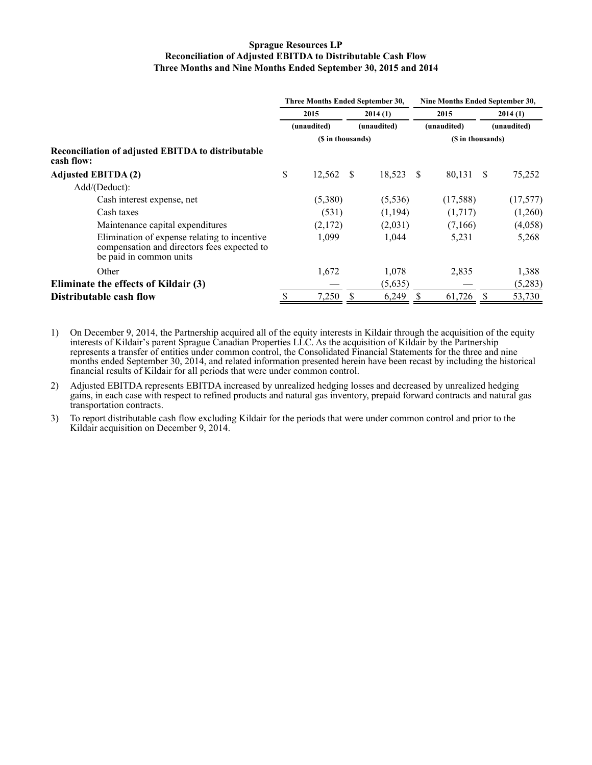**Sprague Resources LP**
**Reconciliation of Adjusted EBITDA to Distributable Cash Flow**
**Three Months and Nine Months Ended September 30, 2015 and 2014**

| | Three Months Ended September 30, | | Nine Months Ended September 30, | |
|---|---|---|---|---|
| | 2015 | 2014 (1) | 2015 | 2014 (1) |
| | (unaudited) | (unaudited) | (unaudited) | (unaudited) |
| | ($ in thousands) | | ($ in thousands) | |
| **Reconciliation of adjusted EBITDA to distributable cash flow:** | | | | |
| **Adjusted EBITDA (2)** | $ 12,562 | $ 18,523 | $ 80,131 | $ 75,252 |
| Add/(Deduct): | | | | |
| Cash interest expense, net | (5,380) | (5,536) | (17,588) | (17,577) |
| Cash taxes | (531) | (1,194) | (1,717) | (1,260) |
| Maintenance capital expenditures | (2,172) | (2,031) | (7,166) | (4,058) |
| Elimination of expense relating to incentive compensation and directors fees expected to be paid in common units | 1,099 | 1,044 | 5,231 | 5,268 |
| Other | 1,672 | 1,078 | 2,835 | 1,388 |
| **Eliminate the effects of Kildair (3)** | — | (5,635) | — | (5,283) |
| **Distributable cash flow** | $ 7,250 | $ 6,249 | $ 61,726 | $ 53,730 |

1) On December 9, 2014, the Partnership acquired all of the equity interests in Kildair through the acquisition of the equity interests of Kildair's parent Sprague Canadian Properties LLC. As the acquisition of Kildair by the Partnership represents a transfer of entities under common control, the Consolidated Financial Statements for the three and nine months ended September 30, 2014, and related information presented herein have been recast by including the historical financial results of Kildair for all periods that were under common control.

2) Adjusted EBITDA represents EBITDA increased by unrealized hedging losses and decreased by unrealized hedging gains, in each case with respect to refined products and natural gas inventory, prepaid forward contracts and natural gas transportation contracts.

3) To report distributable cash flow excluding Kildair for the periods that were under common control and prior to the Kildair acquisition on December 9, 2014.